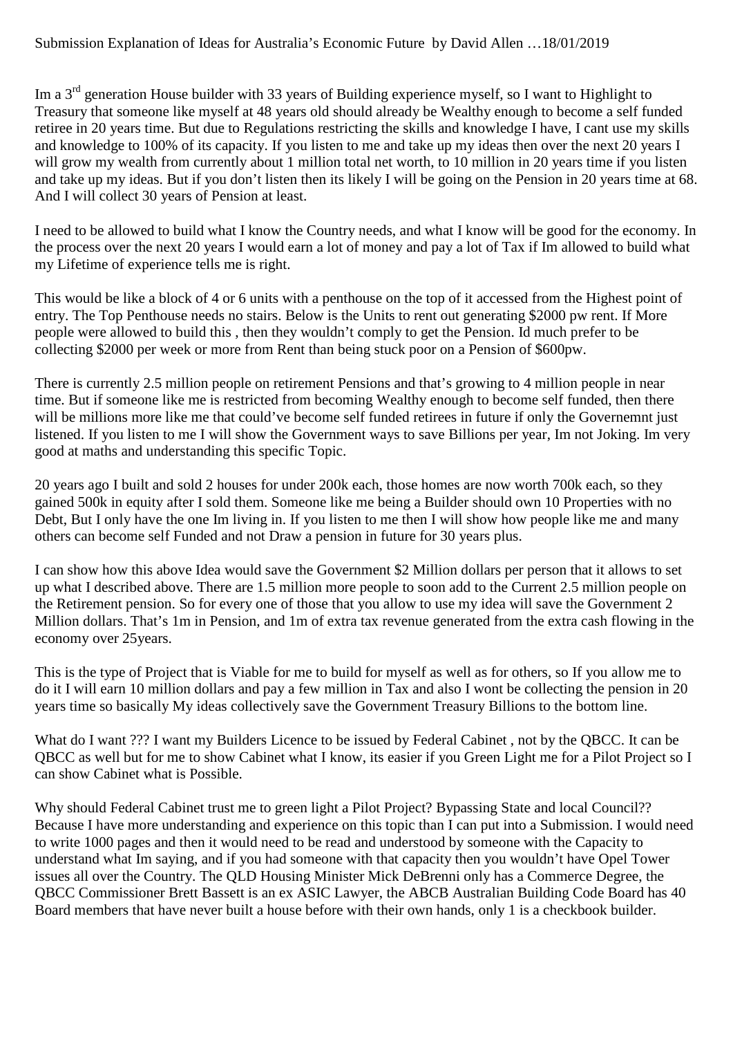Submission Explanation of Ideas for Australia's Economic Future by David Allen …18/01/2019

Im a 3rd generation House builder with 33 years of Building experience myself, so I want to Highlight to Treasury that someone like myself at 48 years old should already be Wealthy enough to become a self funded retiree in 20 years time. But due to Regulations restricting the skills and knowledge I have, I cant use my skills and knowledge to 100% of its capacity. If you listen to me and take up my ideas then over the next 20 years I will grow my wealth from currently about 1 million total net worth, to 10 million in 20 years time if you listen and take up my ideas. But if you don't listen then its likely I will be going on the Pension in 20 years time at 68. And I will collect 30 years of Pension at least.

I need to be allowed to build what I know the Country needs, and what I know will be good for the economy. In the process over the next 20 years I would earn a lot of money and pay a lot of Tax if Im allowed to build what my Lifetime of experience tells me is right.

This would be like a block of 4 or 6 units with a penthouse on the top of it accessed from the Highest point of entry. The Top Penthouse needs no stairs. Below is the Units to rent out generating $2000 pw rent. If More people were allowed to build this , then they wouldn't comply to get the Pension. Id much prefer to be collecting $2000 per week or more from Rent than being stuck poor on a Pension of $600pw.

There is currently 2.5 million people on retirement Pensions and that's growing to 4 million people in near time. But if someone like me is restricted from becoming Wealthy enough to become self funded, then there will be millions more like me that could've become self funded retirees in future if only the Governemnt just listened. If you listen to me I will show the Government ways to save Billions per year, Im not Joking. Im very good at maths and understanding this specific Topic.

20 years ago I built and sold 2 houses for under 200k each, those homes are now worth 700k each, so they gained 500k in equity after I sold them. Someone like me being a Builder should own 10 Properties with no Debt, But I only have the one Im living in. If you listen to me then I will show how people like me and many others can become self Funded and not Draw a pension in future for 30 years plus.

I can show how this above Idea would save the Government $2 Million dollars per person that it allows to set up what I described above. There are 1.5 million more people to soon add to the Current 2.5 million people on the Retirement pension. So for every one of those that you allow to use my idea will save the Government 2 Million dollars. That's 1m in Pension, and 1m of extra tax revenue generated from the extra cash flowing in the economy over 25years.

This is the type of Project that is Viable for me to build for myself as well as for others, so If you allow me to do it I will earn 10 million dollars and pay a few million in Tax and also I wont be collecting the pension in 20 years time so basically My ideas collectively save the Government Treasury Billions to the bottom line.

What do I want ??? I want my Builders Licence to be issued by Federal Cabinet , not by the QBCC. It can be QBCC as well but for me to show Cabinet what I know, its easier if you Green Light me for a Pilot Project so I can show Cabinet what is Possible.

Why should Federal Cabinet trust me to green light a Pilot Project? Bypassing State and local Council?? Because I have more understanding and experience on this topic than I can put into a Submission. I would need to write 1000 pages and then it would need to be read and understood by someone with the Capacity to understand what Im saying, and if you had someone with that capacity then you wouldn't have Opel Tower issues all over the Country. The QLD Housing Minister Mick DeBrenni only has a Commerce Degree, the QBCC Commissioner Brett Bassett is an ex ASIC Lawyer, the ABCB Australian Building Code Board has 40 Board members that have never built a house before with their own hands, only 1 is a checkbook builder.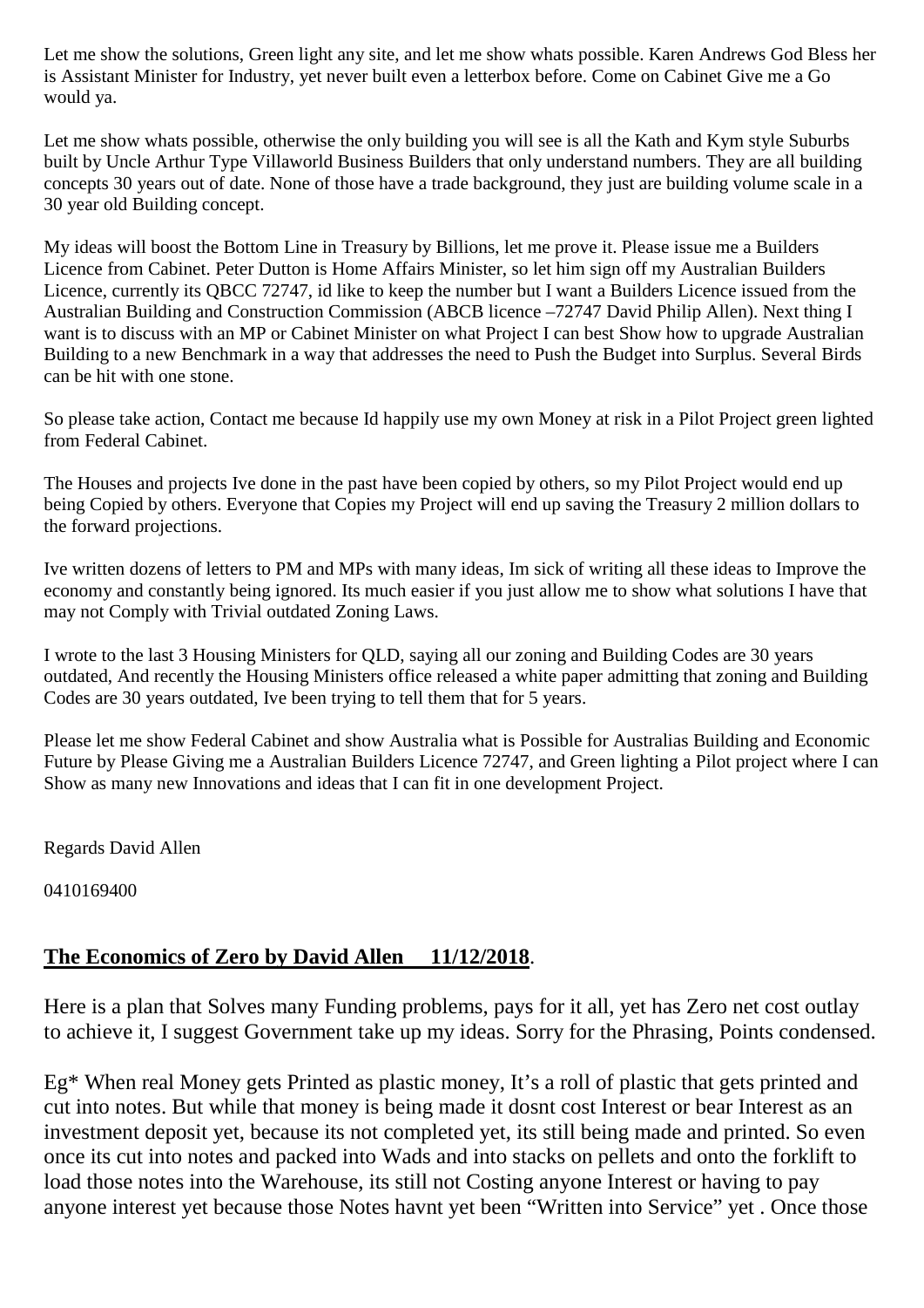Let me show the solutions, Green light any site, and let me show whats possible. Karen Andrews God Bless her is Assistant Minister for Industry, yet never built even a letterbox before. Come on Cabinet Give me a Go would ya.

Let me show whats possible, otherwise the only building you will see is all the Kath and Kym style Suburbs built by Uncle Arthur Type Villaworld Business Builders that only understand numbers. They are all building concepts 30 years out of date. None of those have a trade background, they just are building volume scale in a 30 year old Building concept.

My ideas will boost the Bottom Line in Treasury by Billions, let me prove it. Please issue me a Builders Licence from Cabinet. Peter Dutton is Home Affairs Minister, so let him sign off my Australian Builders Licence, currently its QBCC 72747, id like to keep the number but I want a Builders Licence issued from the Australian Building and Construction Commission (ABCB licence –72747 David Philip Allen). Next thing I want is to discuss with an MP or Cabinet Minister on what Project I can best Show how to upgrade Australian Building to a new Benchmark in a way that addresses the need to Push the Budget into Surplus. Several Birds can be hit with one stone.

So please take action, Contact me because Id happily use my own Money at risk in a Pilot Project green lighted from Federal Cabinet.

The Houses and projects Ive done in the past have been copied by others, so my Pilot Project would end up being Copied by others. Everyone that Copies my Project will end up saving the Treasury 2 million dollars to the forward projections.

Ive written dozens of letters to PM and MPs with many ideas, Im sick of writing all these ideas to Improve the economy and constantly being ignored. Its much easier if you just allow me to show what solutions I have that may not Comply with Trivial outdated Zoning Laws.

I wrote to the last 3 Housing Ministers for QLD, saying all our zoning and Building Codes are 30 years outdated, And recently the Housing Ministers office released a white paper admitting that zoning and Building Codes are 30 years outdated, Ive been trying to tell them that for 5 years.

Please let me show Federal Cabinet and show Australia what is Possible for Australias Building and Economic Future by Please Giving me a Australian Builders Licence 72747, and Green lighting a Pilot project where I can Show as many new Innovations and ideas that I can fit in one development Project.

Regards David Allen

0410169400

## **The Economics of Zero by David Allen 11/12/2018**.

Here is a plan that Solves many Funding problems, pays for it all, yet has Zero net cost outlay to achieve it, I suggest Government take up my ideas. Sorry for the Phrasing, Points condensed.

Eg* When real Money gets Printed as plastic money, It's a roll of plastic that gets printed and cut into notes. But while that money is being made it dosnt cost Interest or bear Interest as an investment deposit yet, because its not completed yet, its still being made and printed. So even once its cut into notes and packed into Wads and into stacks on pellets and onto the forklift to load those notes into the Warehouse, its still not Costing anyone Interest or having to pay anyone interest yet because those Notes havnt yet been "Written into Service" yet . Once those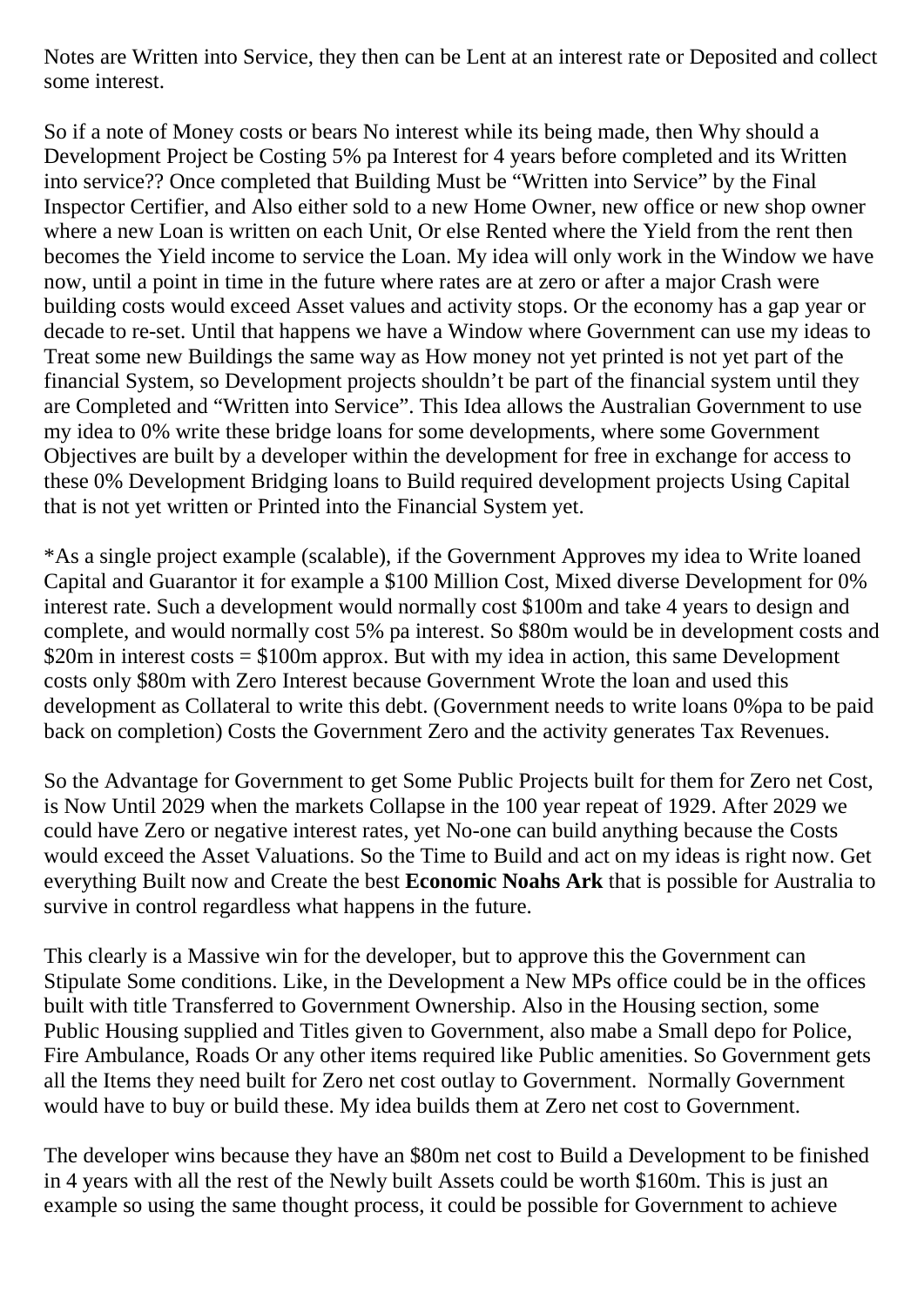Notes are Written into Service, they then can be Lent at an interest rate or Deposited and collect some interest.

So if a note of Money costs or bears No interest while its being made, then Why should a Development Project be Costing 5% pa Interest for 4 years before completed and its Written into service?? Once completed that Building Must be "Written into Service" by the Final Inspector Certifier, and Also either sold to a new Home Owner, new office or new shop owner where a new Loan is written on each Unit, Or else Rented where the Yield from the rent then becomes the Yield income to service the Loan. My idea will only work in the Window we have now, until a point in time in the future where rates are at zero or after a major Crash were building costs would exceed Asset values and activity stops. Or the economy has a gap year or decade to re-set. Until that happens we have a Window where Government can use my ideas to Treat some new Buildings the same way as How money not yet printed is not yet part of the financial System, so Development projects shouldn't be part of the financial system until they are Completed and "Written into Service". This Idea allows the Australian Government to use my idea to 0% write these bridge loans for some developments, where some Government Objectives are built by a developer within the development for free in exchange for access to these 0% Development Bridging loans to Build required development projects Using Capital that is not yet written or Printed into the Financial System yet.

*As a single project example (scalable), if the Government Approves my idea to Write loaned Capital and Guarantor it for example a $100 Million Cost, Mixed diverse Development for 0% interest rate. Such a development would normally cost $100m and take 4 years to design and complete, and would normally cost 5% pa interest. So $80m would be in development costs and $20m in interest costs = $100m approx. But with my idea in action, this same Development costs only $80m with Zero Interest because Government Wrote the loan and used this development as Collateral to write this debt. (Government needs to write loans 0%pa to be paid back on completion) Costs the Government Zero and the activity generates Tax Revenues.

So the Advantage for Government to get Some Public Projects built for them for Zero net Cost, is Now Until 2029 when the markets Collapse in the 100 year repeat of 1929. After 2029 we could have Zero or negative interest rates, yet No-one can build anything because the Costs would exceed the Asset Valuations. So the Time to Build and act on my ideas is right now. Get everything Built now and Create the best **Economic Noahs Ark** that is possible for Australia to survive in control regardless what happens in the future.

This clearly is a Massive win for the developer, but to approve this the Government can Stipulate Some conditions. Like, in the Development a New MPs office could be in the offices built with title Transferred to Government Ownership. Also in the Housing section, some Public Housing supplied and Titles given to Government, also mabe a Small depo for Police, Fire Ambulance, Roads Or any other items required like Public amenities. So Government gets all the Items they need built for Zero net cost outlay to Government. Normally Government would have to buy or build these. My idea builds them at Zero net cost to Government.

The developer wins because they have an $80m net cost to Build a Development to be finished in 4 years with all the rest of the Newly built Assets could be worth $160m. This is just an example so using the same thought process, it could be possible for Government to achieve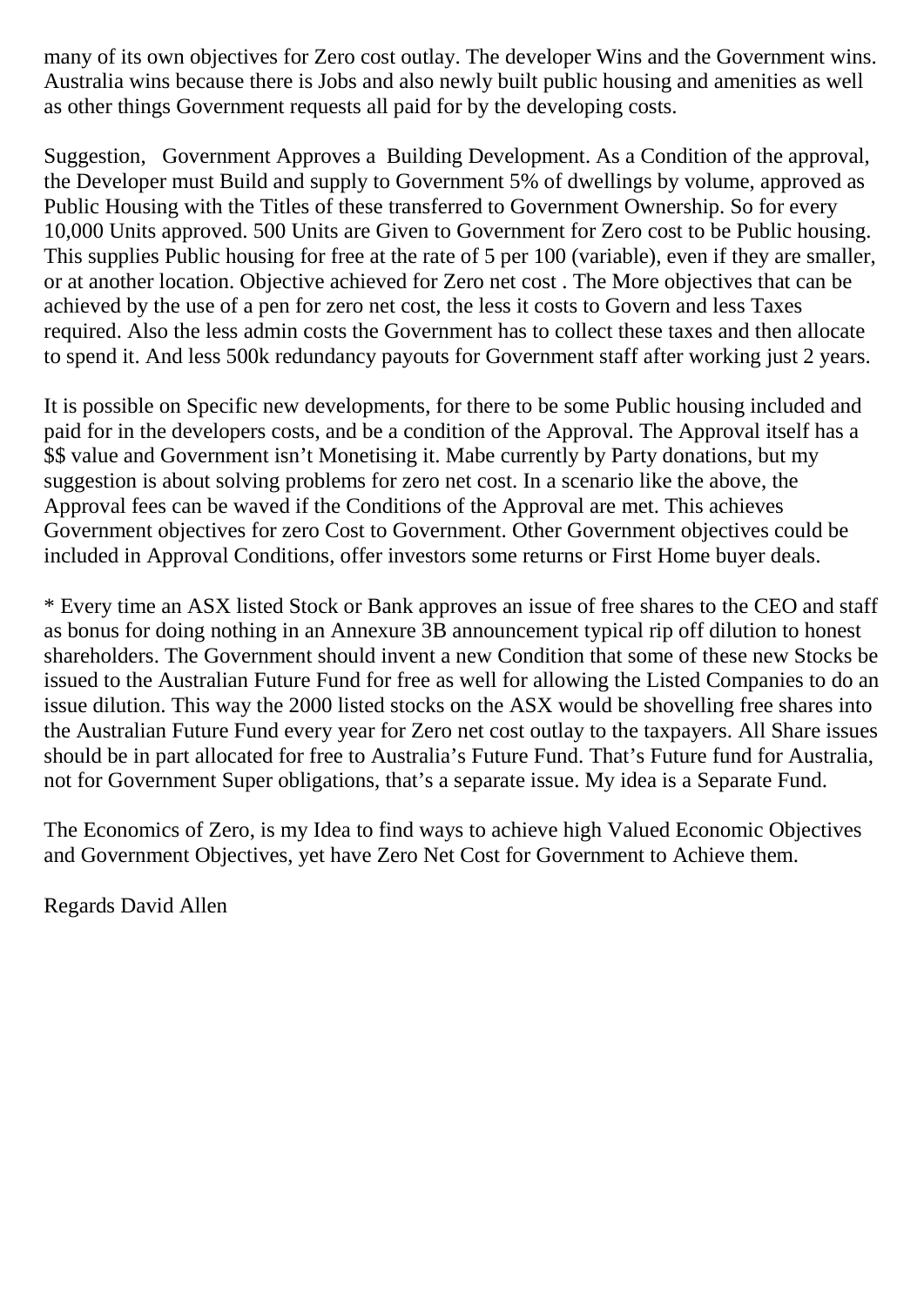many of its own objectives for Zero cost outlay. The developer Wins and the Government wins. Australia wins because there is Jobs and also newly built public housing and amenities as well as other things Government requests all paid for by the developing costs.

Suggestion, Government Approves a Building Development. As a Condition of the approval, the Developer must Build and supply to Government 5% of dwellings by volume, approved as Public Housing with the Titles of these transferred to Government Ownership. So for every 10,000 Units approved. 500 Units are Given to Government for Zero cost to be Public housing. This supplies Public housing for free at the rate of 5 per 100 (variable), even if they are smaller, or at another location. Objective achieved for Zero net cost . The More objectives that can be achieved by the use of a pen for zero net cost, the less it costs to Govern and less Taxes required. Also the less admin costs the Government has to collect these taxes and then allocate to spend it. And less 500k redundancy payouts for Government staff after working just 2 years.

It is possible on Specific new developments, for there to be some Public housing included and paid for in the developers costs, and be a condition of the Approval. The Approval itself has a $$ value and Government isn't Monetising it. Mabe currently by Party donations, but my suggestion is about solving problems for zero net cost. In a scenario like the above, the Approval fees can be waved if the Conditions of the Approval are met. This achieves Government objectives for zero Cost to Government. Other Government objectives could be included in Approval Conditions, offer investors some returns or First Home buyer deals.

* Every time an ASX listed Stock or Bank approves an issue of free shares to the CEO and staff as bonus for doing nothing in an Annexure 3B announcement typical rip off dilution to honest shareholders. The Government should invent a new Condition that some of these new Stocks be issued to the Australian Future Fund for free as well for allowing the Listed Companies to do an issue dilution. This way the 2000 listed stocks on the ASX would be shovelling free shares into the Australian Future Fund every year for Zero net cost outlay to the taxpayers. All Share issues should be in part allocated for free to Australia's Future Fund. That's Future fund for Australia, not for Government Super obligations, that's a separate issue. My idea is a Separate Fund.

The Economics of Zero, is my Idea to find ways to achieve high Valued Economic Objectives and Government Objectives, yet have Zero Net Cost for Government to Achieve them.

Regards David Allen